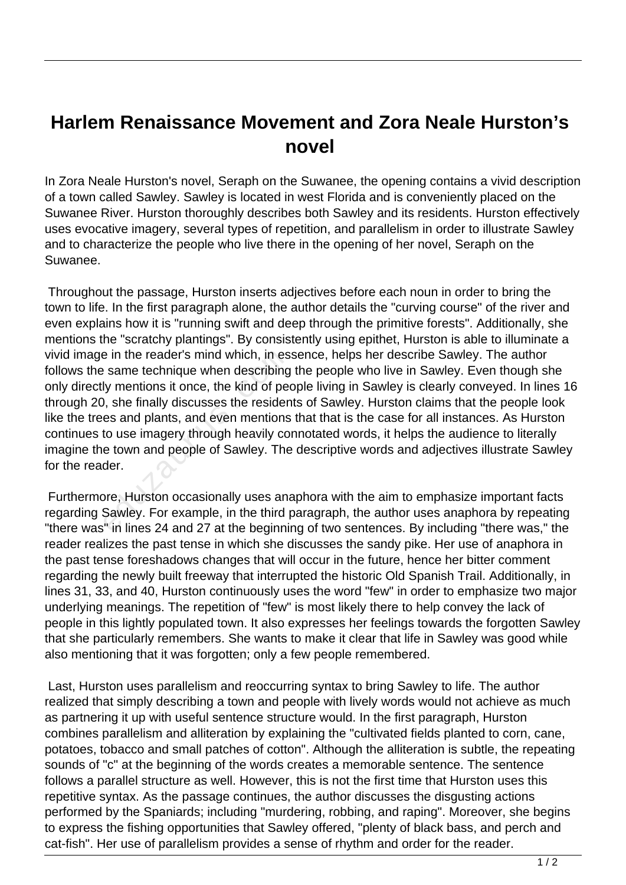# Harlem Renaissance Movement and Zora Neale Hurston's novel

In Zora Neale Hurston's novel, Seraph on the Suwanee, the opening contains a vivid description of a town called Sawley. Sawley is located in west Florida and is conveniently placed on the Suwanee River. Hurston thoroughly describes both Sawley and its residents. Hurston effectively uses evocative imagery, several types of repetition, and parallelism in order to illustrate Sawley and to characterize the people who live there in the opening of her novel, Seraph on the Suwanee.

Throughout the passage, Hurston inserts adjectives before each noun in order to bring the town to life. In the first paragraph alone, the author details the "curving course" of the river and even explains how it is "running swift and deep through the primitive forests". Additionally, she mentions the "scratchy plantings". By consistently using epithet, Hurston is able to illuminate a vivid image in the reader's mind which, in essence, helps her describe Sawley. The author follows the same technique when describing the people who live in Sawley. Even though she only directly mentions it once, the kind of people living in Sawley is clearly conveyed. In lines 16 through 20, she finally discusses the residents of Sawley. Hurston claims that the people look like the trees and plants, and even mentions that that is the case for all instances. As Hurston continues to use imagery through heavily connotated words, it helps the audience to literally imagine the town and people of Sawley. The descriptive words and adjectives illustrate Sawley for the reader.

Furthermore, Hurston occasionally uses anaphora with the aim to emphasize important facts regarding Sawley. For example, in the third paragraph, the author uses anaphora by repeating "there was" in lines 24 and 27 at the beginning of two sentences. By including "there was," the reader realizes the past tense in which she discusses the sandy pike. Her use of anaphora in the past tense foreshadows changes that will occur in the future, hence her bitter comment regarding the newly built freeway that interrupted the historic Old Spanish Trail. Additionally, in lines 31, 33, and 40, Hurston continuously uses the word "few" in order to emphasize two major underlying meanings. The repetition of "few" is most likely there to help convey the lack of people in this lightly populated town. It also expresses her feelings towards the forgotten Sawley that she particularly remembers. She wants to make it clear that life in Sawley was good while also mentioning that it was forgotten; only a few people remembered.

Last, Hurston uses parallelism and reoccurring syntax to bring Sawley to life. The author realized that simply describing a town and people with lively words would not achieve as much as partnering it up with useful sentence structure would. In the first paragraph, Hurston combines parallelism and alliteration by explaining the "cultivated fields planted to corn, cane, potatoes, tobacco and small patches of cotton". Although the alliteration is subtle, the repeating sounds of "c" at the beginning of the words creates a memorable sentence. The sentence follows a parallel structure as well. However, this is not the first time that Hurston uses this repetitive syntax. As the passage continues, the author discusses the disgusting actions performed by the Spaniards; including "murdering, robbing, and raping". Moreover, she begins to express the fishing opportunities that Sawley offered, "plenty of black bass, and perch and cat-fish". Her use of parallelism provides a sense of rhythm and order for the reader.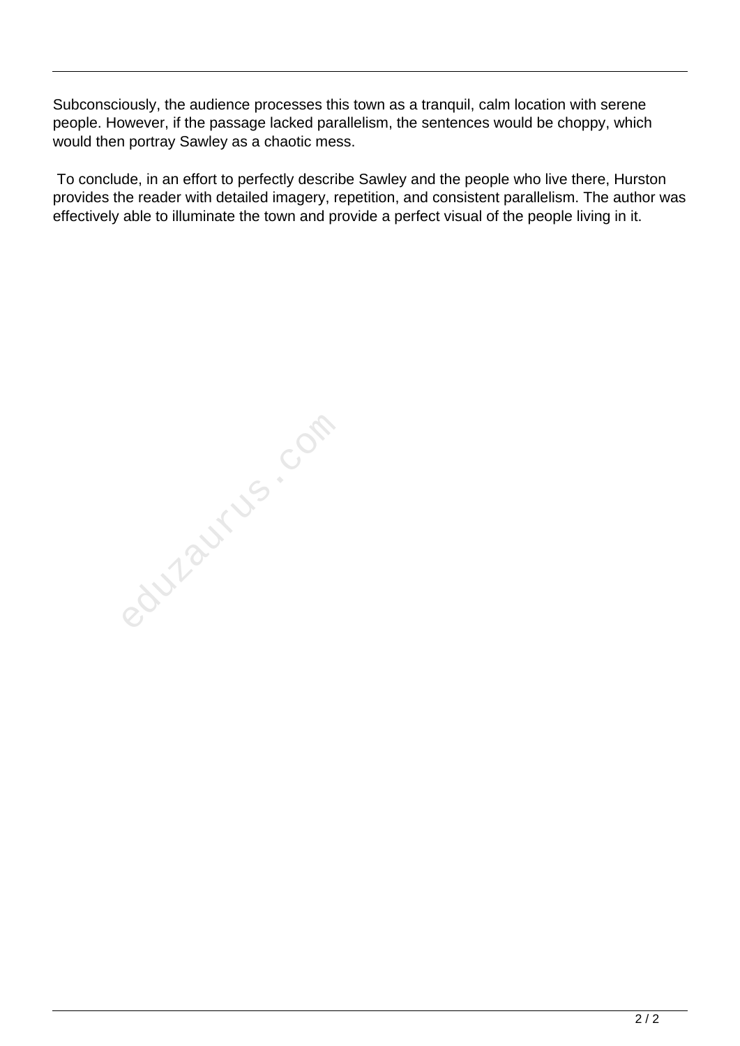Subconsciously, the audience processes this town as a tranquil, calm location with serene people. However, if the passage lacked parallelism, the sentences would be choppy, which would then portray Sawley as a chaotic mess.

To conclude, in an effort to perfectly describe Sawley and the people who live there, Hurston provides the reader with detailed imagery, repetition, and consistent parallelism. The author was effectively able to illuminate the town and provide a perfect visual of the people living in it.